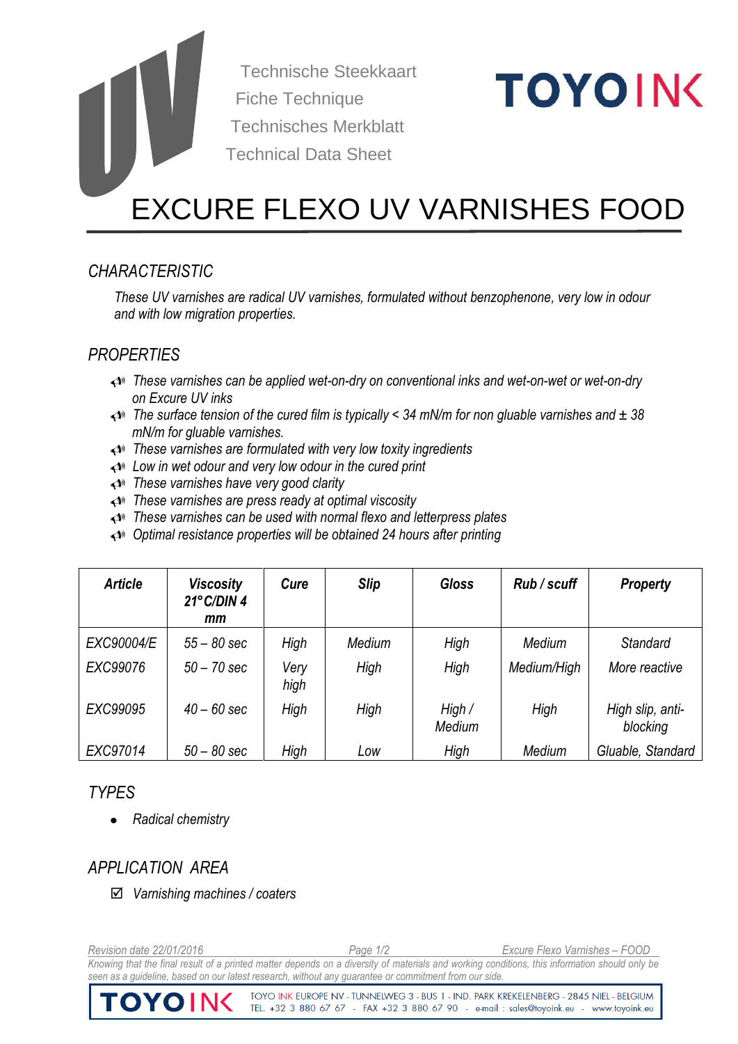Technische Steekkaart
Fiche Technique
Technisches Merkblatt
Technical Data Sheet

TOYO INK

# EXCURE FLEXO UV VARNISHES FOOD

## *CHARACTERISTIC*

*These UV varnishes are radical UV varnishes, formulated without benzophenone, very low in odour and with low migration properties.*

## *PROPERTIES*

- *These varnishes can be applied wet-on-dry on conventional inks and wet-on-wet or wet-on-dry on Excure UV inks*
- *The surface tension of the cured film is typically < 34 mN/m for non gluable varnishes and ± 38 mN/m for gluable varnishes.*
- *These varnishes are formulated with very low toxity ingredients*
- *Low in wet odour and very low odour in the cured print*
- *These varnishes have very good clarity*
- *These varnishes are press ready at optimal viscosity*
- *These varnishes can be used with normal flexo and letterpress plates*
- *Optimal resistance properties will be obtained 24 hours after printing*

| ***Article*** | ***Viscosity 21°C/DIN 4 mm*** | ***Cure*** | ***Slip*** | ***Gloss*** | ***Rub / scuff*** | ***Property*** |
|---|---|---|---|---|---|---|
| *EXC90004/E* | *55 – 80 sec* | *High* | *Medium* | *High* | *Medium* | *Standard* |
| *EXC99076* | *50 – 70 sec* | *Very high* | *High* | *High* | *Medium/High* | *More reactive* |
| *EXC99095* | *40 – 60 sec* | *High* | *High* | *High / Medium* | *High* | *High slip, anti-blocking* |
| *EXC97014* | *50 – 80 sec* | *High* | *Low* | *High* | *Medium* | *Gluable, Standard* |

## *TYPES*

- *Radical chemistry*

## *APPLICATION AREA*

☑ *Varnishing machines / coaters*

*Revision date 22/01/2016*

*Knowing that the final result of a printed matter depends on a diversity of materials and working conditions, this information should only be seen as a guideline, based on our latest research, without any guarantee or commitment from our side.*

TOYO INK EUROPE NV - TUNNELWEG 3 - BUS 1 - IND. PARK KREKELENBERG - 2845 NIEL - BELGIUM
TEL. +32 3 880 67 67 - FAX +32 3 880 67 90 - e-mail : sales@toyoink.eu - www.toyoink.eu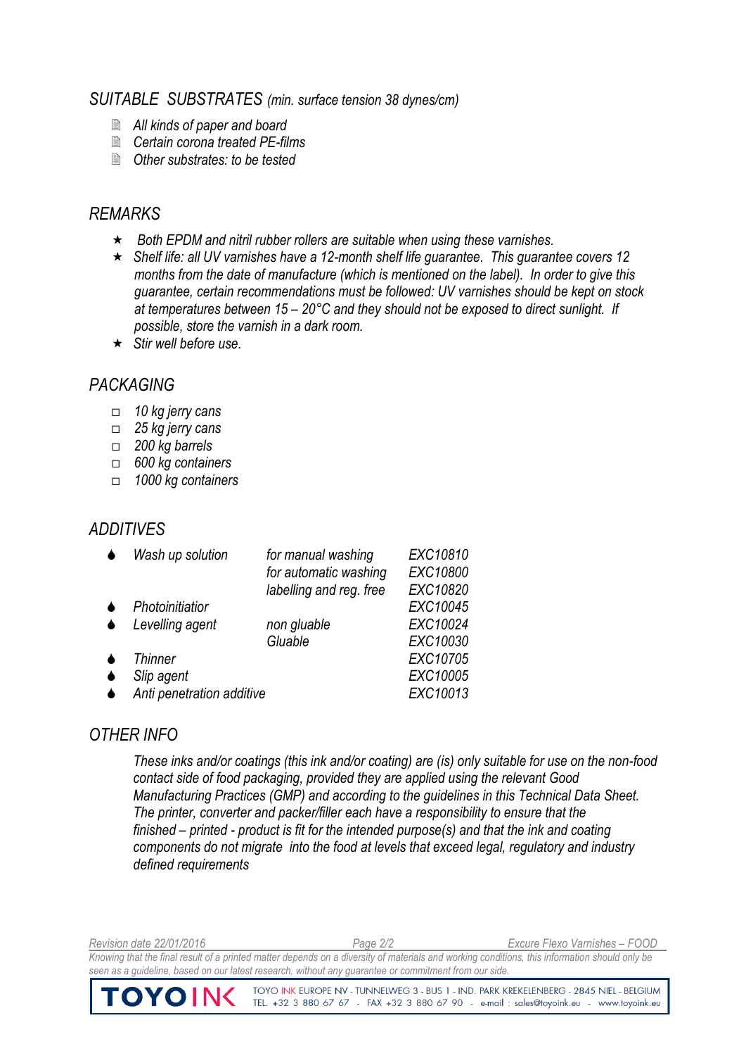## *SUITABLE SUBSTRATES (min. surface tension 38 dynes/cm)*

- *All kinds of paper and board*
- *Certain corona treated PE-films*
- *Other substrates: to be tested*

## *REMARKS*

- *Both EPDM and nitril rubber rollers are suitable when using these varnishes.*
- *Shelf life: all UV varnishes have a 12-month shelf life guarantee. This guarantee covers 12 months from the date of manufacture (which is mentioned on the label). In order to give this guarantee, certain recommendations must be followed: UV varnishes should be kept on stock at temperatures between 15 – 20°C and they should not be exposed to direct sunlight. If possible, store the varnish in a dark room.*
- *Stir well before use.*

## *PACKAGING*

- *10 kg jerry cans*
- *25 kg jerry cans*
- *200 kg barrels*
- *600 kg containers*
- *1000 kg containers*

## *ADDITIVES*

| | | |
|---|---|---|
| *Wash up solution* | *for manual washing* | *EXC10810* |
| | *for automatic washing* | *EXC10800* |
| | *labelling and reg. free* | *EXC10820* |
| *Photoinitiatior* | | *EXC10045* |
| *Levelling agent* | *non gluable* | *EXC10024* |
| | *Gluable* | *EXC10030* |
| *Thinner* | | *EXC10705* |
| *Slip agent* | | *EXC10005* |
| *Anti penetration additive* | | *EXC10013* |

## *OTHER INFO*

*These inks and/or coatings (this ink and/or coating) are (is) only suitable for use on the non-food contact side of food packaging, provided they are applied using the relevant Good Manufacturing Practices (GMP) and according to the guidelines in this Technical Data Sheet. The printer, converter and packer/filler each have a responsibility to ensure that the finished – printed - product is fit for the intended purpose(s) and that the ink and coating components do not migrate into the food at levels that exceed legal, regulatory and industry defined requirements*

*Revision date 22/01/2016* *Excure Flexo Varnishes – FOOD*

*Knowing that the final result of a printed matter depends on a diversity of materials and working conditions, this information should only be seen as a guideline, based on our latest research, without any guarantee or commitment from our side.*

TOYO INK EUROPE NV - TUNNELWEG 3 - BUS 1 - IND. PARK KREKELENBERG - 2845 NIEL - BELGIUM
TEL. +32 3 880 67 67 - FAX +32 3 880 67 90 - e-mail : sales@toyoink.eu - www.toyoink.eu